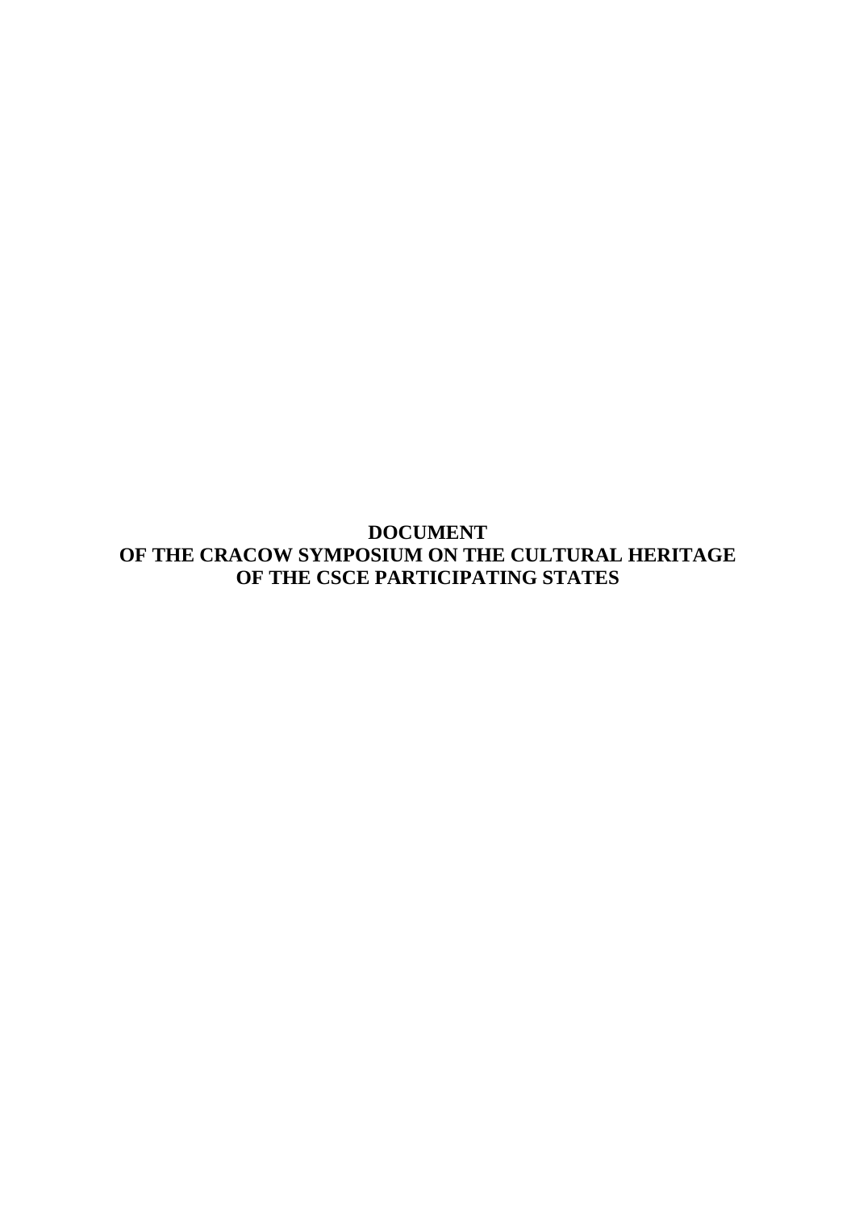# DOCUMENT
# OF THE CRACOW SYMPOSIUM ON THE CULTURAL HERITAGE
# OF THE CSCE PARTICIPATING STATES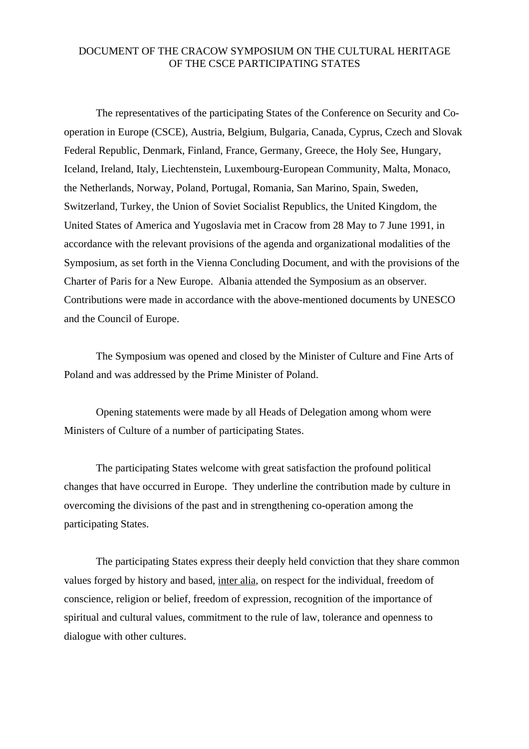# DOCUMENT OF THE CRACOW SYMPOSIUM ON THE CULTURAL HERITAGE OF THE CSCE PARTICIPATING STATES

The representatives of the participating States of the Conference on Security and Co-operation in Europe (CSCE), Austria, Belgium, Bulgaria, Canada, Cyprus, Czech and Slovak Federal Republic, Denmark, Finland, France, Germany, Greece, the Holy See, Hungary, Iceland, Ireland, Italy, Liechtenstein, Luxembourg-European Community, Malta, Monaco, the Netherlands, Norway, Poland, Portugal, Romania, San Marino, Spain, Sweden, Switzerland, Turkey, the Union of Soviet Socialist Republics, the United Kingdom, the United States of America and Yugoslavia met in Cracow from 28 May to 7 June 1991, in accordance with the relevant provisions of the agenda and organizational modalities of the Symposium, as set forth in the Vienna Concluding Document, and with the provisions of the Charter of Paris for a New Europe. Albania attended the Symposium as an observer. Contributions were made in accordance with the above-mentioned documents by UNESCO and the Council of Europe.

The Symposium was opened and closed by the Minister of Culture and Fine Arts of Poland and was addressed by the Prime Minister of Poland.

Opening statements were made by all Heads of Delegation among whom were Ministers of Culture of a number of participating States.

The participating States welcome with great satisfaction the profound political changes that have occurred in Europe. They underline the contribution made by culture in overcoming the divisions of the past and in strengthening co-operation among the participating States.

The participating States express their deeply held conviction that they share common values forged by history and based, inter alia, on respect for the individual, freedom of conscience, religion or belief, freedom of expression, recognition of the importance of spiritual and cultural values, commitment to the rule of law, tolerance and openness to dialogue with other cultures.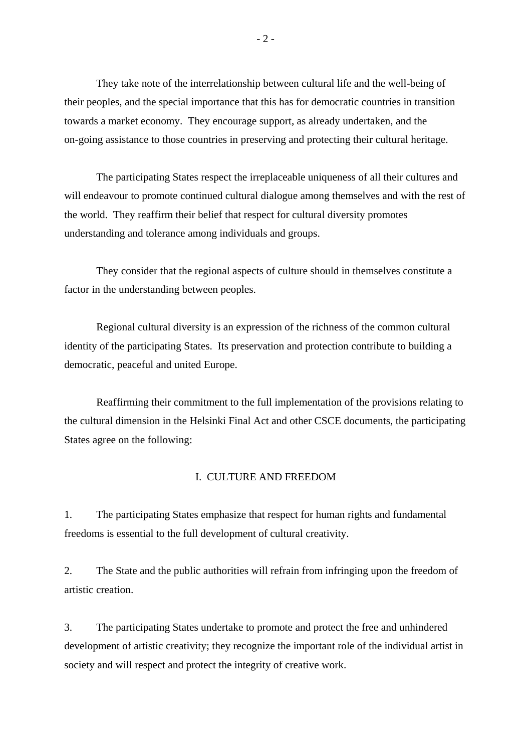They take note of the interrelationship between cultural life and the well-being of their peoples, and the special importance that this has for democratic countries in transition towards a market economy. They encourage support, as already undertaken, and the on-going assistance to those countries in preserving and protecting their cultural heritage.

The participating States respect the irreplaceable uniqueness of all their cultures and will endeavour to promote continued cultural dialogue among themselves and with the rest of the world. They reaffirm their belief that respect for cultural diversity promotes understanding and tolerance among individuals and groups.

They consider that the regional aspects of culture should in themselves constitute a factor in the understanding between peoples.

Regional cultural diversity is an expression of the richness of the common cultural identity of the participating States. Its preservation and protection contribute to building a democratic, peaceful and united Europe.

Reaffirming their commitment to the full implementation of the provisions relating to the cultural dimension in the Helsinki Final Act and other CSCE documents, the participating States agree on the following:

## I. CULTURE AND FREEDOM

1. The participating States emphasize that respect for human rights and fundamental freedoms is essential to the full development of cultural creativity.

2. The State and the public authorities will refrain from infringing upon the freedom of artistic creation.

3. The participating States undertake to promote and protect the free and unhindered development of artistic creativity; they recognize the important role of the individual artist in society and will respect and protect the integrity of creative work.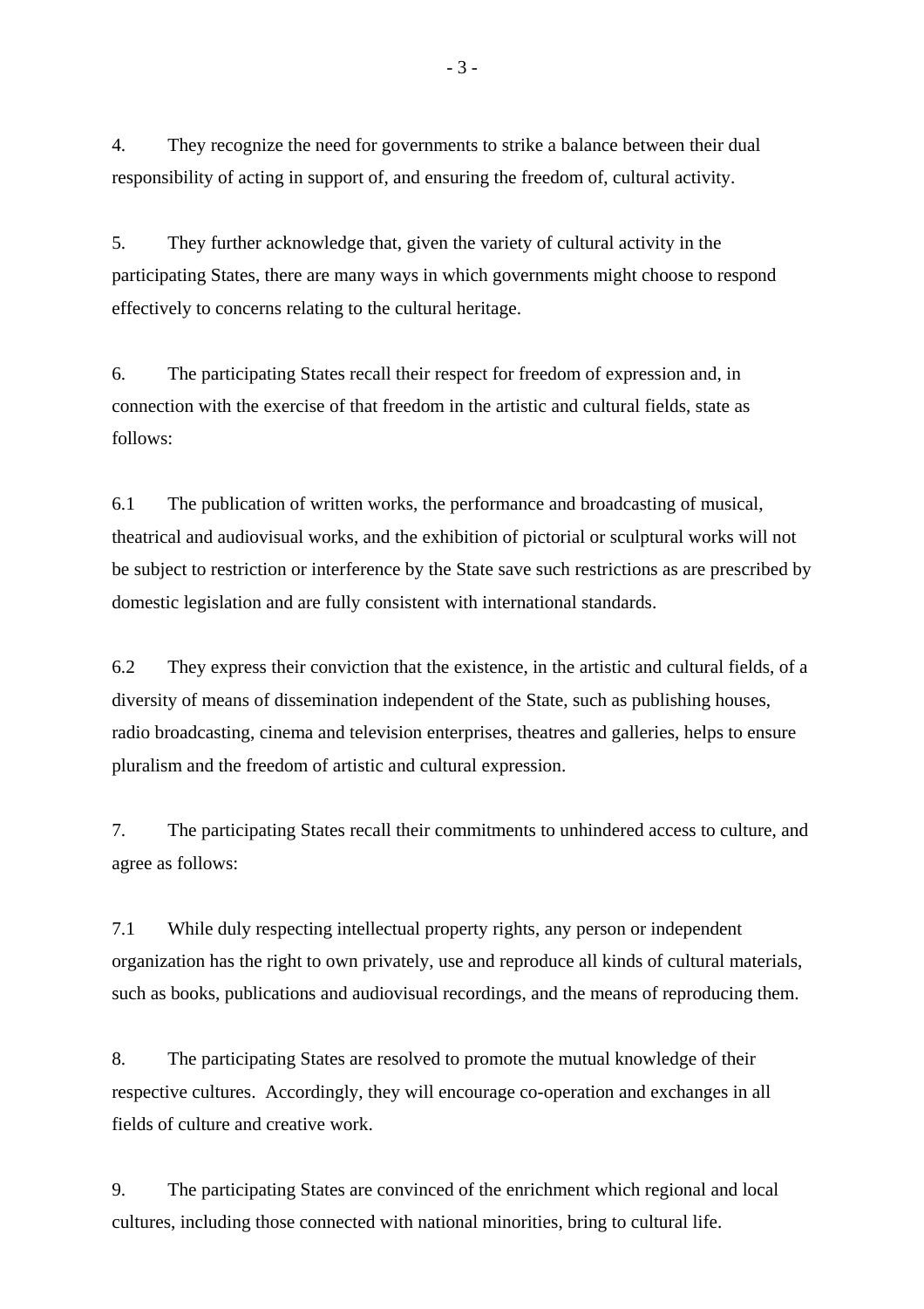4. They recognize the need for governments to strike a balance between their dual responsibility of acting in support of, and ensuring the freedom of, cultural activity.

5. They further acknowledge that, given the variety of cultural activity in the participating States, there are many ways in which governments might choose to respond effectively to concerns relating to the cultural heritage.

6. The participating States recall their respect for freedom of expression and, in connection with the exercise of that freedom in the artistic and cultural fields, state as follows:

6.1 The publication of written works, the performance and broadcasting of musical, theatrical and audiovisual works, and the exhibition of pictorial or sculptural works will not be subject to restriction or interference by the State save such restrictions as are prescribed by domestic legislation and are fully consistent with international standards.

6.2 They express their conviction that the existence, in the artistic and cultural fields, of a diversity of means of dissemination independent of the State, such as publishing houses, radio broadcasting, cinema and television enterprises, theatres and galleries, helps to ensure pluralism and the freedom of artistic and cultural expression.

7. The participating States recall their commitments to unhindered access to culture, and agree as follows:

7.1 While duly respecting intellectual property rights, any person or independent organization has the right to own privately, use and reproduce all kinds of cultural materials, such as books, publications and audiovisual recordings, and the means of reproducing them.

8. The participating States are resolved to promote the mutual knowledge of their respective cultures. Accordingly, they will encourage co-operation and exchanges in all fields of culture and creative work.

9. The participating States are convinced of the enrichment which regional and local cultures, including those connected with national minorities, bring to cultural life.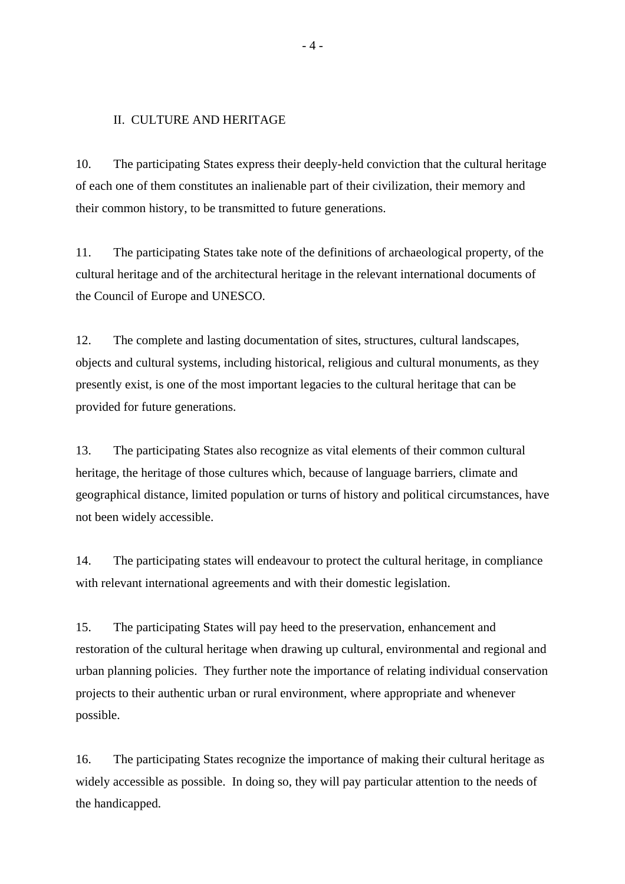## II. CULTURE AND HERITAGE

10. The participating States express their deeply-held conviction that the cultural heritage of each one of them constitutes an inalienable part of their civilization, their memory and their common history, to be transmitted to future generations.

11. The participating States take note of the definitions of archaeological property, of the cultural heritage and of the architectural heritage in the relevant international documents of the Council of Europe and UNESCO.

12. The complete and lasting documentation of sites, structures, cultural landscapes, objects and cultural systems, including historical, religious and cultural monuments, as they presently exist, is one of the most important legacies to the cultural heritage that can be provided for future generations.

13. The participating States also recognize as vital elements of their common cultural heritage, the heritage of those cultures which, because of language barriers, climate and geographical distance, limited population or turns of history and political circumstances, have not been widely accessible.

14. The participating states will endeavour to protect the cultural heritage, in compliance with relevant international agreements and with their domestic legislation.

15. The participating States will pay heed to the preservation, enhancement and restoration of the cultural heritage when drawing up cultural, environmental and regional and urban planning policies. They further note the importance of relating individual conservation projects to their authentic urban or rural environment, where appropriate and whenever possible.

16. The participating States recognize the importance of making their cultural heritage as widely accessible as possible. In doing so, they will pay particular attention to the needs of the handicapped.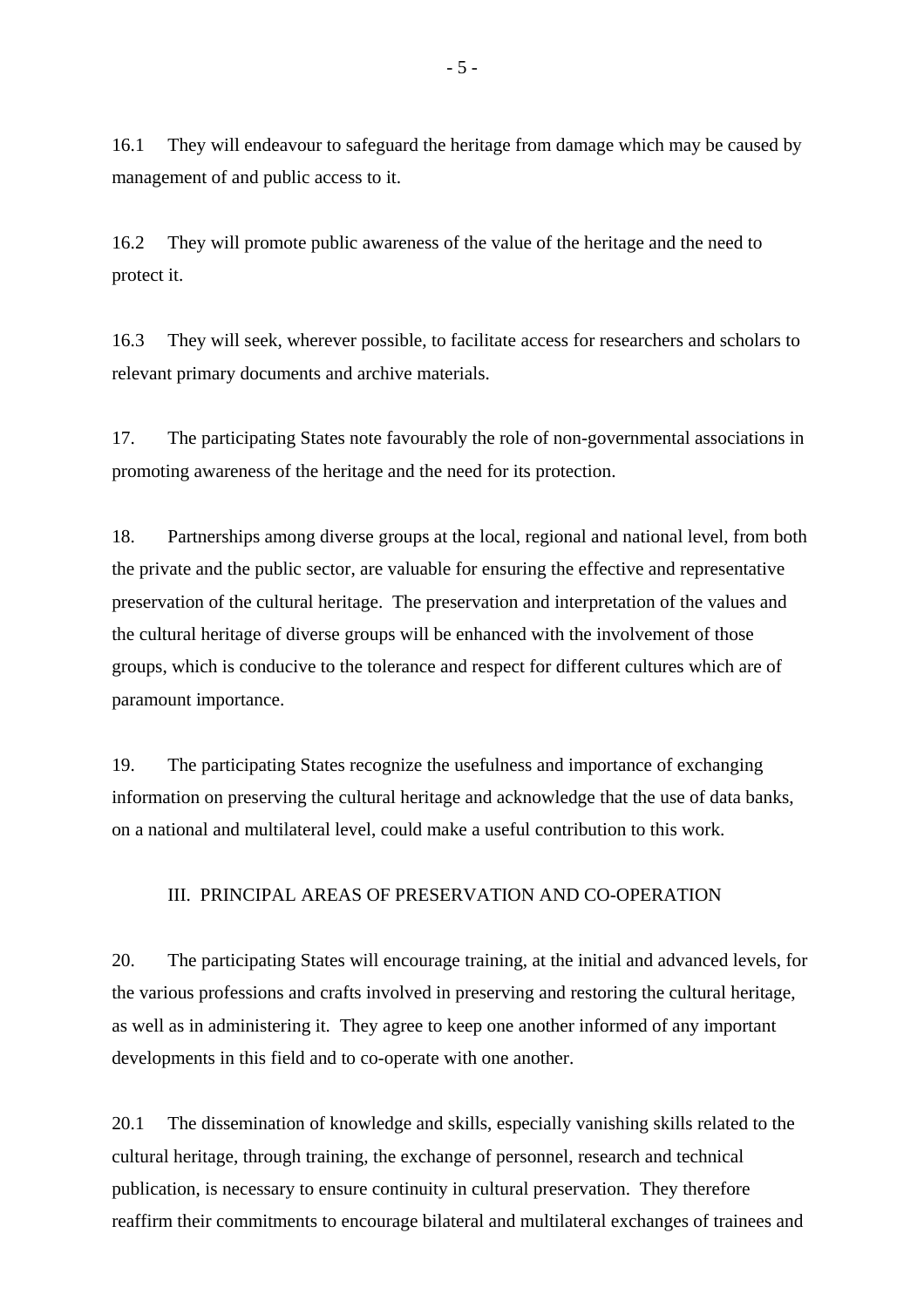16.1 They will endeavour to safeguard the heritage from damage which may be caused by management of and public access to it.

16.2 They will promote public awareness of the value of the heritage and the need to protect it.

16.3 They will seek, wherever possible, to facilitate access for researchers and scholars to relevant primary documents and archive materials.

17. The participating States note favourably the role of non-governmental associations in promoting awareness of the heritage and the need for its protection.

18. Partnerships among diverse groups at the local, regional and national level, from both the private and the public sector, are valuable for ensuring the effective and representative preservation of the cultural heritage. The preservation and interpretation of the values and the cultural heritage of diverse groups will be enhanced with the involvement of those groups, which is conducive to the tolerance and respect for different cultures which are of paramount importance.

19. The participating States recognize the usefulness and importance of exchanging information on preserving the cultural heritage and acknowledge that the use of data banks, on a national and multilateral level, could make a useful contribution to this work.

## III. PRINCIPAL AREAS OF PRESERVATION AND CO-OPERATION

20. The participating States will encourage training, at the initial and advanced levels, for the various professions and crafts involved in preserving and restoring the cultural heritage, as well as in administering it. They agree to keep one another informed of any important developments in this field and to co-operate with one another.

20.1 The dissemination of knowledge and skills, especially vanishing skills related to the cultural heritage, through training, the exchange of personnel, research and technical publication, is necessary to ensure continuity in cultural preservation. They therefore reaffirm their commitments to encourage bilateral and multilateral exchanges of trainees and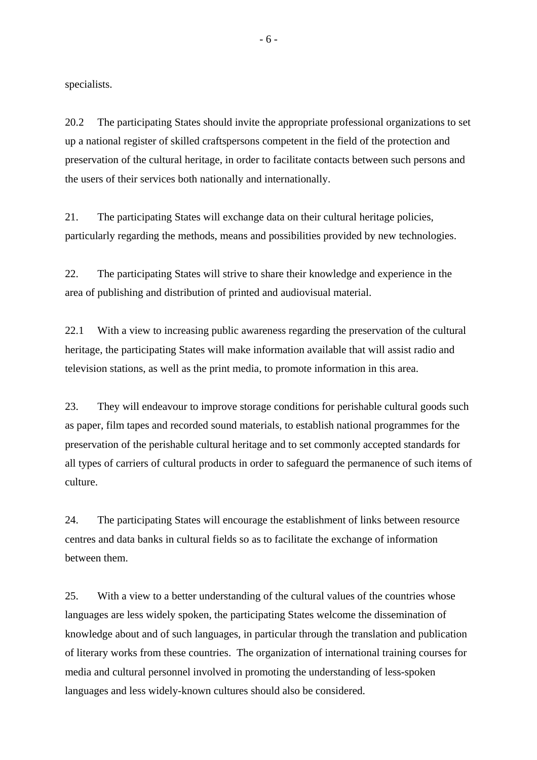specialists.

20.2 The participating States should invite the appropriate professional organizations to set up a national register of skilled craftspersons competent in the field of the protection and preservation of the cultural heritage, in order to facilitate contacts between such persons and the users of their services both nationally and internationally.

21. The participating States will exchange data on their cultural heritage policies, particularly regarding the methods, means and possibilities provided by new technologies.

22. The participating States will strive to share their knowledge and experience in the area of publishing and distribution of printed and audiovisual material.

22.1 With a view to increasing public awareness regarding the preservation of the cultural heritage, the participating States will make information available that will assist radio and television stations, as well as the print media, to promote information in this area.

23. They will endeavour to improve storage conditions for perishable cultural goods such as paper, film tapes and recorded sound materials, to establish national programmes for the preservation of the perishable cultural heritage and to set commonly accepted standards for all types of carriers of cultural products in order to safeguard the permanence of such items of culture.

24. The participating States will encourage the establishment of links between resource centres and data banks in cultural fields so as to facilitate the exchange of information between them.

25. With a view to a better understanding of the cultural values of the countries whose languages are less widely spoken, the participating States welcome the dissemination of knowledge about and of such languages, in particular through the translation and publication of literary works from these countries. The organization of international training courses for media and cultural personnel involved in promoting the understanding of less-spoken languages and less widely-known cultures should also be considered.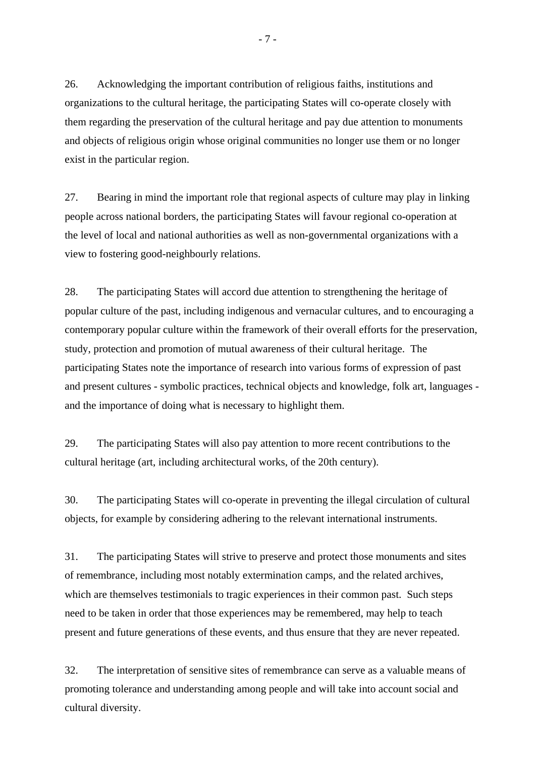26. Acknowledging the important contribution of religious faiths, institutions and organizations to the cultural heritage, the participating States will co-operate closely with them regarding the preservation of the cultural heritage and pay due attention to monuments and objects of religious origin whose original communities no longer use them or no longer exist in the particular region.

27. Bearing in mind the important role that regional aspects of culture may play in linking people across national borders, the participating States will favour regional co-operation at the level of local and national authorities as well as non-governmental organizations with a view to fostering good-neighbourly relations.

28. The participating States will accord due attention to strengthening the heritage of popular culture of the past, including indigenous and vernacular cultures, and to encouraging a contemporary popular culture within the framework of their overall efforts for the preservation, study, protection and promotion of mutual awareness of their cultural heritage. The participating States note the importance of research into various forms of expression of past and present cultures - symbolic practices, technical objects and knowledge, folk art, languages - and the importance of doing what is necessary to highlight them.

29. The participating States will also pay attention to more recent contributions to the cultural heritage (art, including architectural works, of the 20th century).

30. The participating States will co-operate in preventing the illegal circulation of cultural objects, for example by considering adhering to the relevant international instruments.

31. The participating States will strive to preserve and protect those monuments and sites of remembrance, including most notably extermination camps, and the related archives, which are themselves testimonials to tragic experiences in their common past. Such steps need to be taken in order that those experiences may be remembered, may help to teach present and future generations of these events, and thus ensure that they are never repeated.

32. The interpretation of sensitive sites of remembrance can serve as a valuable means of promoting tolerance and understanding among people and will take into account social and cultural diversity.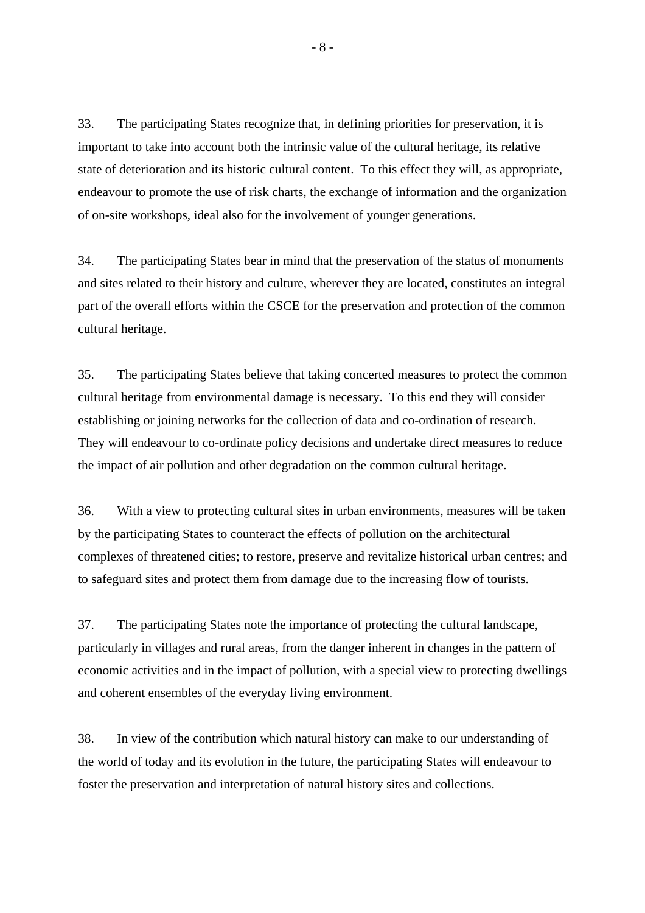33. The participating States recognize that, in defining priorities for preservation, it is important to take into account both the intrinsic value of the cultural heritage, its relative state of deterioration and its historic cultural content. To this effect they will, as appropriate, endeavour to promote the use of risk charts, the exchange of information and the organization of on-site workshops, ideal also for the involvement of younger generations.

34. The participating States bear in mind that the preservation of the status of monuments and sites related to their history and culture, wherever they are located, constitutes an integral part of the overall efforts within the CSCE for the preservation and protection of the common cultural heritage.

35. The participating States believe that taking concerted measures to protect the common cultural heritage from environmental damage is necessary. To this end they will consider establishing or joining networks for the collection of data and co-ordination of research. They will endeavour to co-ordinate policy decisions and undertake direct measures to reduce the impact of air pollution and other degradation on the common cultural heritage.

36. With a view to protecting cultural sites in urban environments, measures will be taken by the participating States to counteract the effects of pollution on the architectural complexes of threatened cities; to restore, preserve and revitalize historical urban centres; and to safeguard sites and protect them from damage due to the increasing flow of tourists.

37. The participating States note the importance of protecting the cultural landscape, particularly in villages and rural areas, from the danger inherent in changes in the pattern of economic activities and in the impact of pollution, with a special view to protecting dwellings and coherent ensembles of the everyday living environment.

38. In view of the contribution which natural history can make to our understanding of the world of today and its evolution in the future, the participating States will endeavour to foster the preservation and interpretation of natural history sites and collections.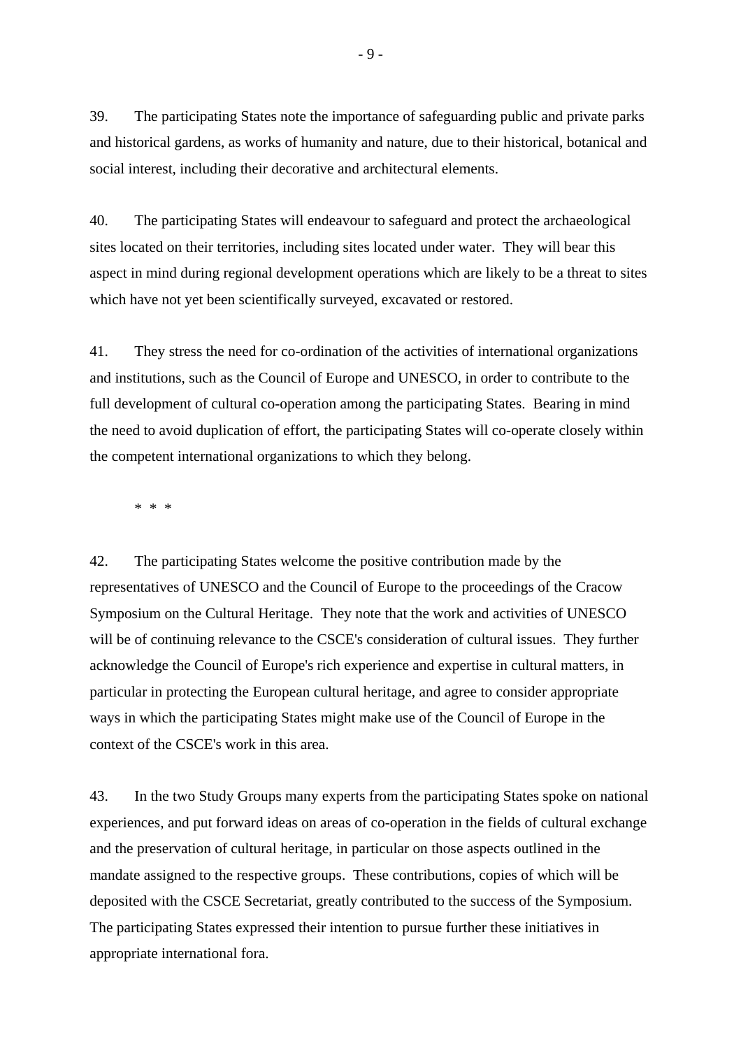39. The participating States note the importance of safeguarding public and private parks and historical gardens, as works of humanity and nature, due to their historical, botanical and social interest, including their decorative and architectural elements.

40. The participating States will endeavour to safeguard and protect the archaeological sites located on their territories, including sites located under water. They will bear this aspect in mind during regional development operations which are likely to be a threat to sites which have not yet been scientifically surveyed, excavated or restored.

41. They stress the need for co-ordination of the activities of international organizations and institutions, such as the Council of Europe and UNESCO, in order to contribute to the full development of cultural co-operation among the participating States. Bearing in mind the need to avoid duplication of effort, the participating States will co-operate closely within the competent international organizations to which they belong.

\* \* \*

42. The participating States welcome the positive contribution made by the representatives of UNESCO and the Council of Europe to the proceedings of the Cracow Symposium on the Cultural Heritage. They note that the work and activities of UNESCO will be of continuing relevance to the CSCE's consideration of cultural issues. They further acknowledge the Council of Europe's rich experience and expertise in cultural matters, in particular in protecting the European cultural heritage, and agree to consider appropriate ways in which the participating States might make use of the Council of Europe in the context of the CSCE's work in this area.

43. In the two Study Groups many experts from the participating States spoke on national experiences, and put forward ideas on areas of co-operation in the fields of cultural exchange and the preservation of cultural heritage, in particular on those aspects outlined in the mandate assigned to the respective groups. These contributions, copies of which will be deposited with the CSCE Secretariat, greatly contributed to the success of the Symposium. The participating States expressed their intention to pursue further these initiatives in appropriate international fora.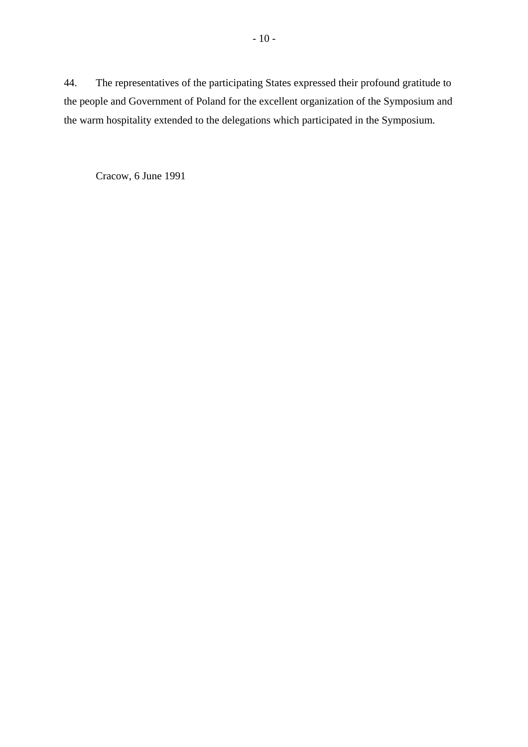44. The representatives of the participating States expressed their profound gratitude to the people and Government of Poland for the excellent organization of the Symposium and the warm hospitality extended to the delegations which participated in the Symposium.

Cracow, 6 June 1991